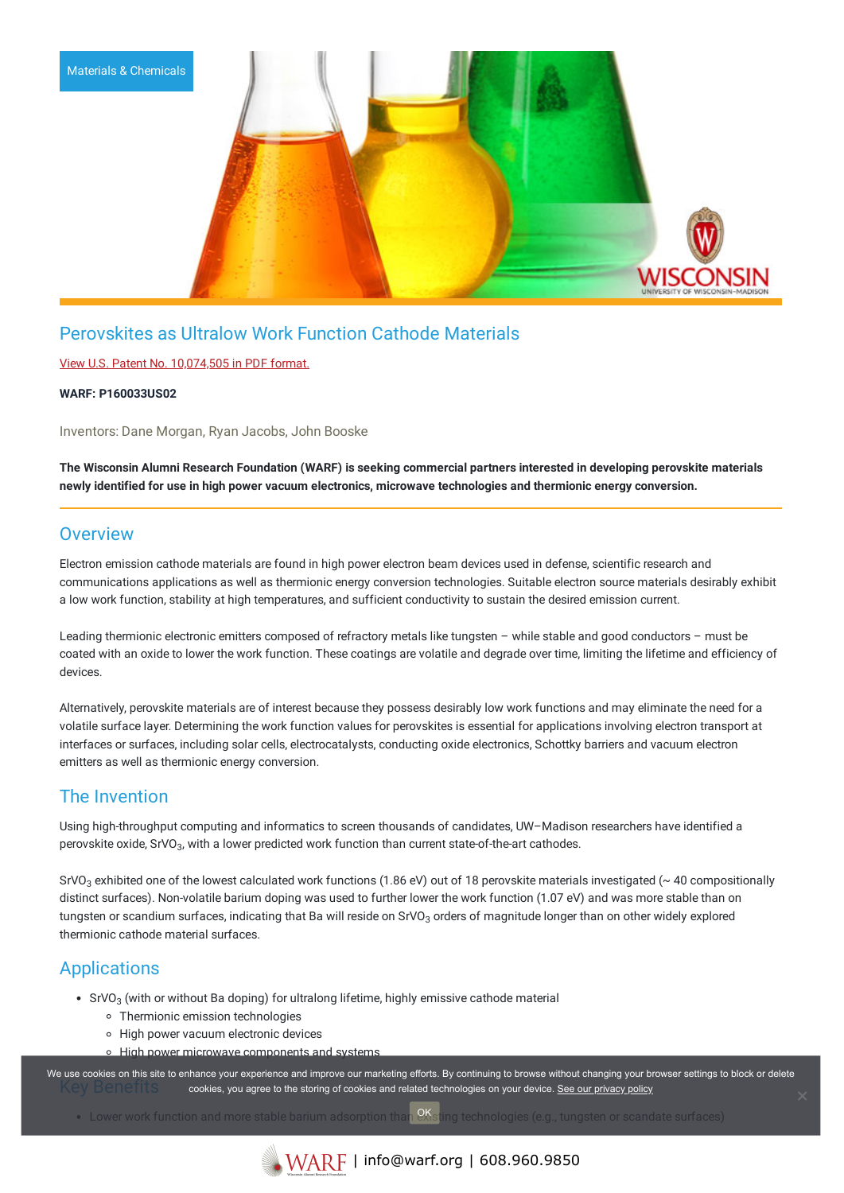Materials & Chemicals

# Perovskites as Ultralow Work Function Cathode Materials

View U.S. Patent No. 10,074,505 in PDF format.

**WARF: P160033US02**

Inventors: Dane Morgan, Ryan Jacobs, John Booske

**The Wisconsin Alumni Research Foundation (WARF) is seeking commercial partners interested in developing perovskite materials newly identified for use in high power vacuum electronics, microwave technologies and thermionic energy conversion.**

## Overview

Electron emission cathode materials are found in high power electron beam devices used in defense, scientific research and communications applications as well as thermionic energy conversion technologies. Suitable electron source materials desirably exhibit a low work function, stability at high temperatures, and sufficient conductivity to sustain the desired emission current.

Leading thermionic electronic emitters composed of refractory metals like tungsten – while stable and good conductors – must be coated with an oxide to lower the work function. These coatings are volatile and degrade over time, limiting the lifetime and efficiency of devices.

Alternatively, perovskite materials are of interest because they possess desirably low work functions and may eliminate the need for a volatile surface layer. Determining the work function values for perovskites is essential for applications involving electron transport at interfaces or surfaces, including solar cells, electrocatalysts, conducting oxide electronics, Schottky barriers and vacuum electron emitters as well as thermionic energy conversion.

## The Invention

Using high-throughput computing and informatics to screen thousands of candidates, UW–Madison researchers have identified a perovskite oxide, $SrVO_3$, with a lower predicted work function than current state-of-the-art cathodes.

$SrVO_3$ exhibited one of the lowest calculated work functions (1.86 eV) out of 18 perovskite materials investigated (~ 40 compositionally distinct surfaces). Non-volatile barium doping was used to further lower the work function (1.07 eV) and was more stable than on tungsten or scandium surfaces, indicating that Ba will reside on $SrVO_3$ orders of magnitude longer than on other widely explored thermionic cathode material surfaces.

## Applications

- $SrVO_3$ (with or without Ba doping) for ultralong lifetime, highly emissive cathode material
  - Thermionic emission technologies
  - High power vacuum electronic devices
  - High power microwave components and systems

## Key Benefits

- Lower work function and more stable barium adsorption than existing technologies (e.g., tungsten or scandate surfaces)

We use cookies on this site to enhance your experience and improve our marketing efforts. By continuing to browse without changing your browser settings to block or delete cookies, you agree to the storing of cookies and related technologies on your device. See our privacy policy

OK

WARF | info@warf.org | 608.960.9850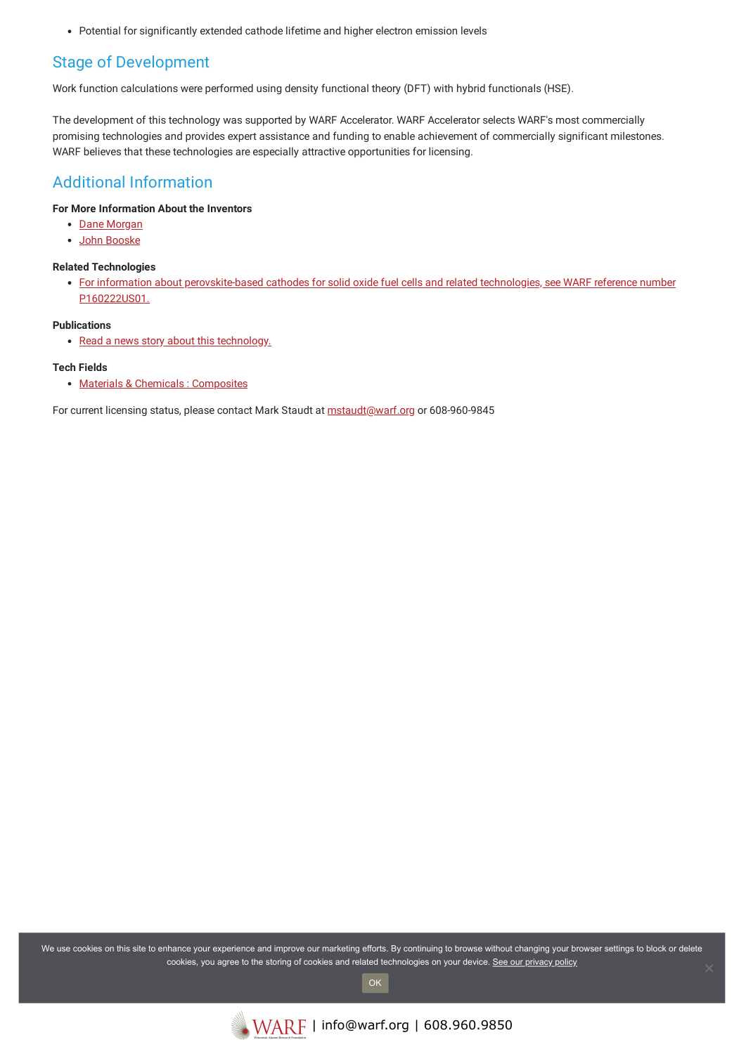- Potential for significantly extended cathode lifetime and higher electron emission levels

## Stage of Development

Work function calculations were performed using density functional theory (DFT) with hybrid functionals (HSE).

The development of this technology was supported by WARF Accelerator. WARF Accelerator selects WARF's most commercially promising technologies and provides expert assistance and funding to enable achievement of commercially significant milestones. WARF believes that these technologies are especially attractive opportunities for licensing.

## Additional Information

**For More Information About the Inventors**

- Dane Morgan
- John Booske

**Related Technologies**

- For information about perovskite-based cathodes for solid oxide fuel cells and related technologies, see WARF reference number P160222US01.

**Publications**

- Read a news story about this technology.

**Tech Fields**

- Materials & Chemicals : Composites

For current licensing status, please contact Mark Staudt at mstaudt@warf.org or 608-960-9845